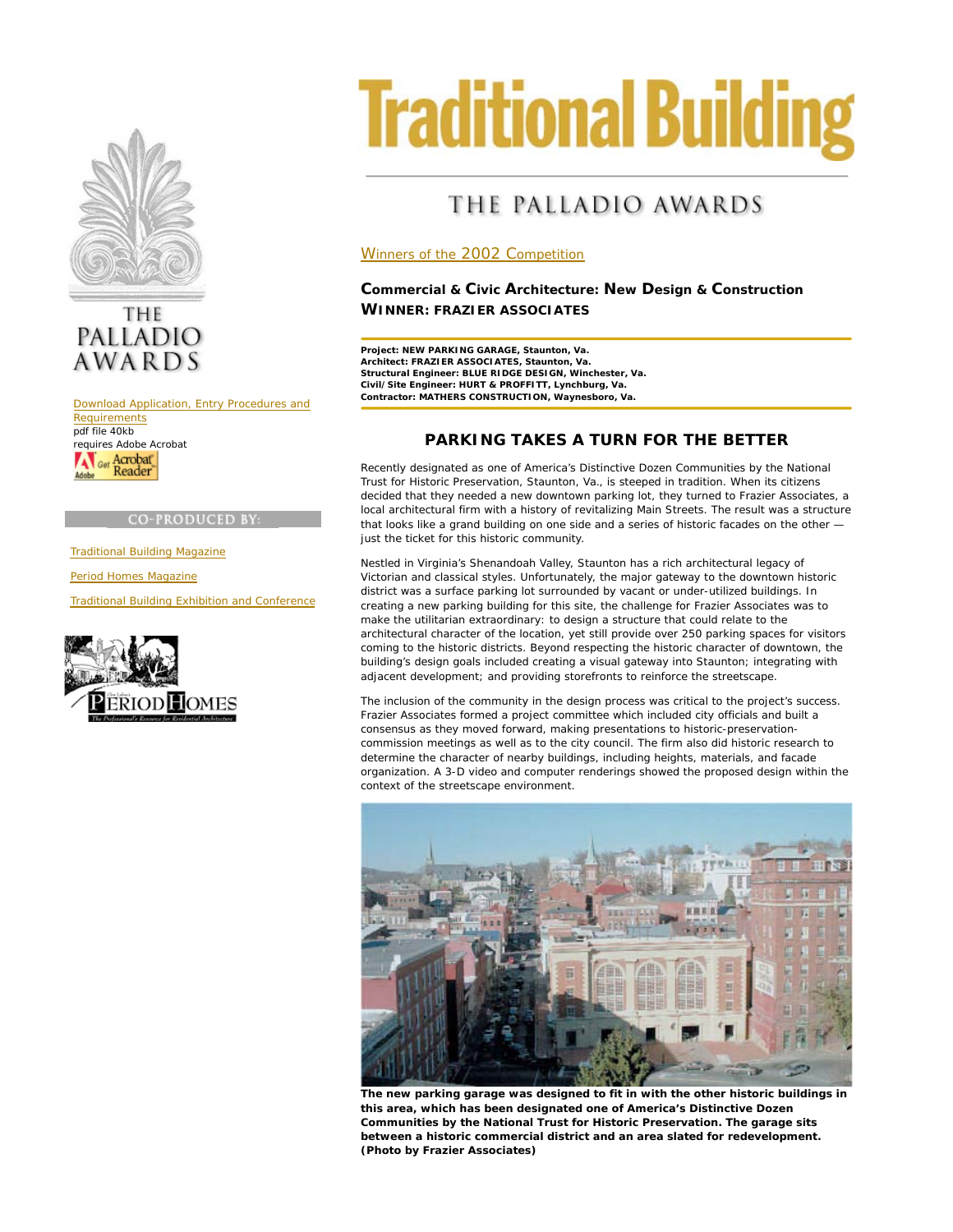# Traditional Building

## THE PALLADIO AWARDS

Winners of the 2002 Competition

### Commercial & Civic Architecture: New Design & Construction
### WINNER: FRAZIER ASSOCIATES

**Project: NEW PARKING GARAGE, Staunton, Va.**
**Architect: FRAZIER ASSOCIATES, Staunton, Va.**
**Structural Engineer: BLUE RIDGE DESIGN, Winchester, Va.**
**Civil/Site Engineer: HURT & PROFFITT, Lynchburg, Va.**
**Contractor: MATHERS CONSTRUCTION, Waynesboro, Va.**

## PARKING TAKES A TURN FOR THE BETTER

Recently designated as one of America's Distinctive Dozen Communities by the National Trust for Historic Preservation, Staunton, Va., is steeped in tradition. When its citizens decided that they needed a new downtown parking lot, they turned to Frazier Associates, a local architectural firm with a history of revitalizing Main Streets. The result was a structure that looks like a grand building on one side and a series of historic facades on the other — just the ticket for this historic community.

Nestled in Virginia's Shenandoah Valley, Staunton has a rich architectural legacy of Victorian and classical styles. Unfortunately, the major gateway to the downtown historic district was a surface parking lot surrounded by vacant or under-utilized buildings. In creating a new parking building for this site, the challenge for Frazier Associates was to make the utilitarian extraordinary: to design a structure that could relate to the architectural character of the location, yet still provide over 250 parking spaces for visitors coming to the historic districts. Beyond respecting the historic character of downtown, the building's design goals included creating a visual gateway into Staunton; integrating with adjacent development; and providing storefronts to reinforce the streetscape.

The inclusion of the community in the design process was critical to the project's success. Frazier Associates formed a project committee which included city officials and built a consensus as they moved forward, making presentations to historic-preservation-commission meetings as well as to the city council. The firm also did historic research to determine the character of nearby buildings, including heights, materials, and facade organization. A 3-D video and computer renderings showed the proposed design within the context of the streetscape environment.

**The new parking garage was designed to fit in with the other historic buildings in this area, which has been designated one of America's Distinctive Dozen Communities by the National Trust for Historic Preservation. The garage sits between a historic commercial district and an area slated for redevelopment. (Photo by Frazier Associates)**

THE PALLADIO AWARDS

Download Application, Entry Procedures and Requirements
pdf file 40kb
requires Adobe Acrobat

CO-PRODUCED BY:

Traditional Building Magazine

Period Homes Magazine

Traditional Building Exhibition and Conference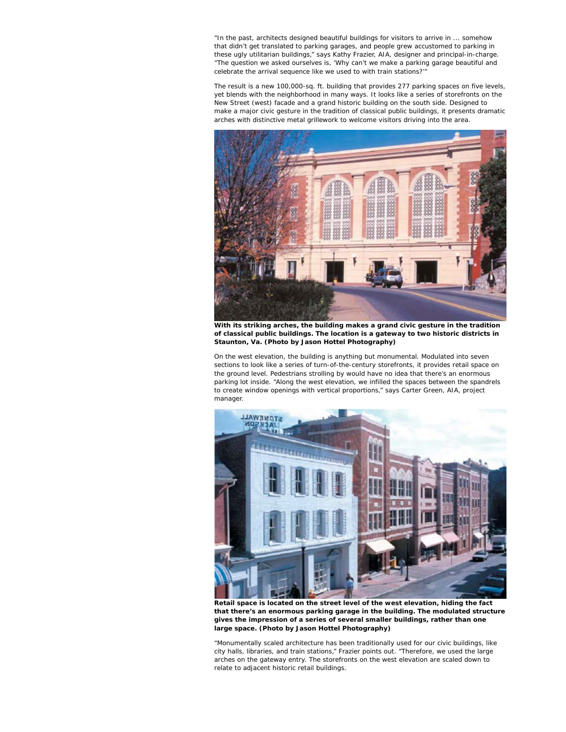"In the past, architects designed beautiful buildings for visitors to arrive in ... somehow that didn't get translated to parking garages, and people grew accustomed to parking in these ugly utilitarian buildings," says Kathy Frazier, AIA, designer and principal-in-charge. "The question we asked ourselves is, 'Why can't we make a parking garage beautiful and celebrate the arrival sequence like we used to with train stations?'"

The result is a new 100,000-sq. ft. building that provides 277 parking spaces on five levels, yet blends with the neighborhood in many ways. It looks like a series of storefronts on the New Street (west) facade and a grand historic building on the south side. Designed to make a major civic gesture in the tradition of classical public buildings, it presents dramatic arches with distinctive metal grillework to welcome visitors driving into the area.

**With its striking arches, the building makes a grand civic gesture in the tradition of classical public buildings. The location is a gateway to two historic districts in Staunton, Va. (Photo by Jason Hottel Photography)**

On the west elevation, the building is anything but monumental. Modulated into seven sections to look like a series of turn-of-the-century storefronts, it provides retail space on the ground level. Pedestrians strolling by would have no idea that there's an enormous parking lot inside. "Along the west elevation, we infilled the spaces between the spandrels to create window openings with vertical proportions," says Carter Green, AIA, project manager.

**Retail space is located on the street level of the west elevation, hiding the fact that there's an enormous parking garage in the building. The modulated structure gives the impression of a series of several smaller buildings, rather than one large space. (Photo by Jason Hottel Photography)**

"Monumentally scaled architecture has been traditionally used for our civic buildings, like city halls, libraries, and train stations," Frazier points out. "Therefore, we used the large arches on the gateway entry. The storefronts on the west elevation are scaled down to relate to adjacent historic retail buildings.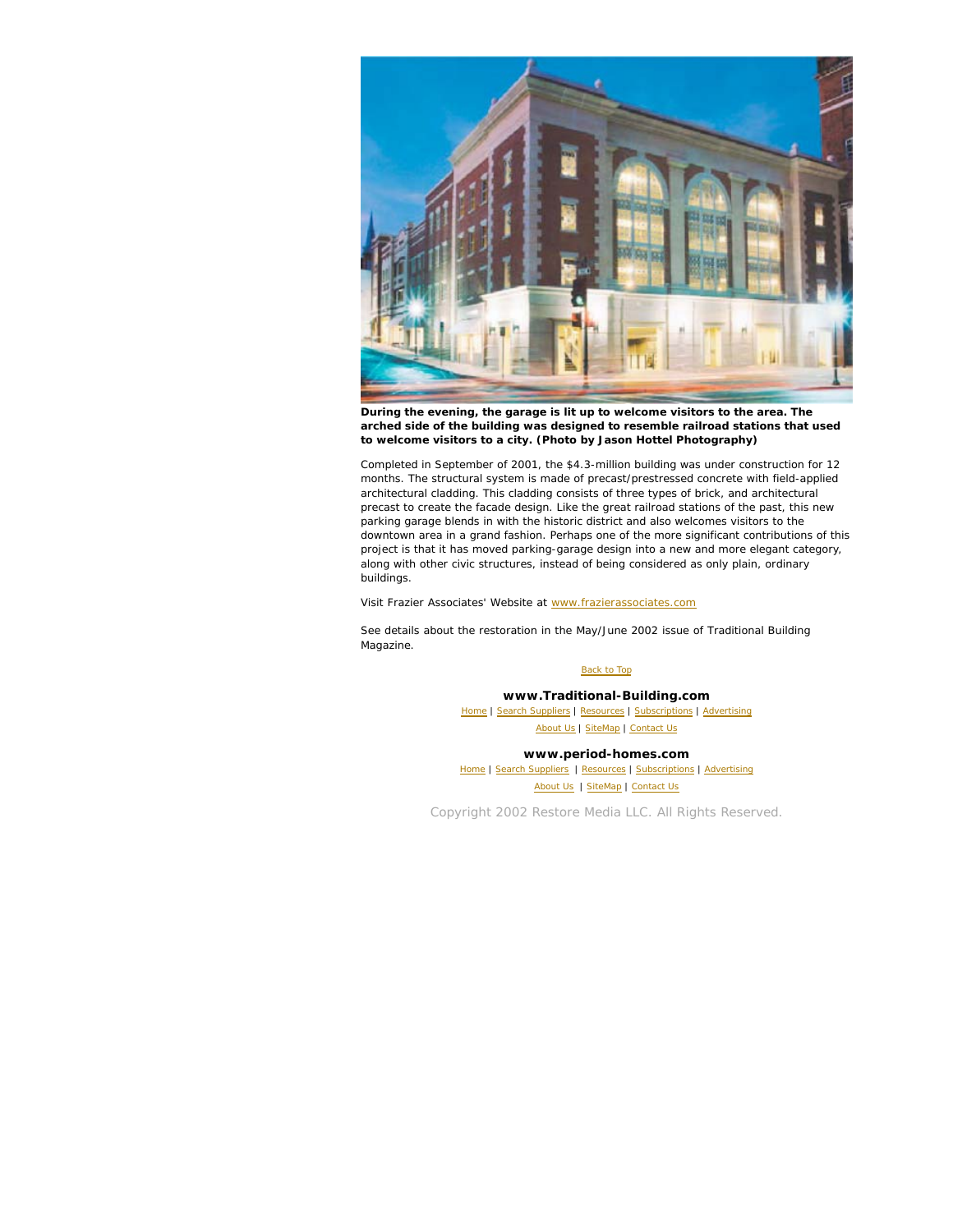**During the evening, the garage is lit up to welcome visitors to the area. The arched side of the building was designed to resemble railroad stations that used to welcome visitors to a city. (Photo by Jason Hottel Photography)**

Completed in September of 2001, the $4.3-million building was under construction for 12 months. The structural system is made of precast/prestressed concrete with field-applied architectural cladding. This cladding consists of three types of brick, and architectural precast to create the facade design. Like the great railroad stations of the past, this new parking garage blends in with the historic district and also welcomes visitors to the downtown area in a grand fashion. Perhaps one of the more significant contributions of this project is that it has moved parking-garage design into a new and more elegant category, along with other civic structures, instead of being considered as only plain, ordinary buildings.

Visit Frazier Associates' Website at www.frazierassociates.com

See details about the restoration in the May/June 2002 issue of Traditional Building Magazine.

Back to Top

**www.Traditional-Building.com**

Home | Search Suppliers | Resources | Subscriptions | Advertising

About Us | SiteMap | Contact Us

**www.period-homes.com**

Home | Search Suppliers | Resources | Subscriptions | Advertising

About Us | SiteMap | Contact Us

Copyright 2002 Restore Media LLC. All Rights Reserved.